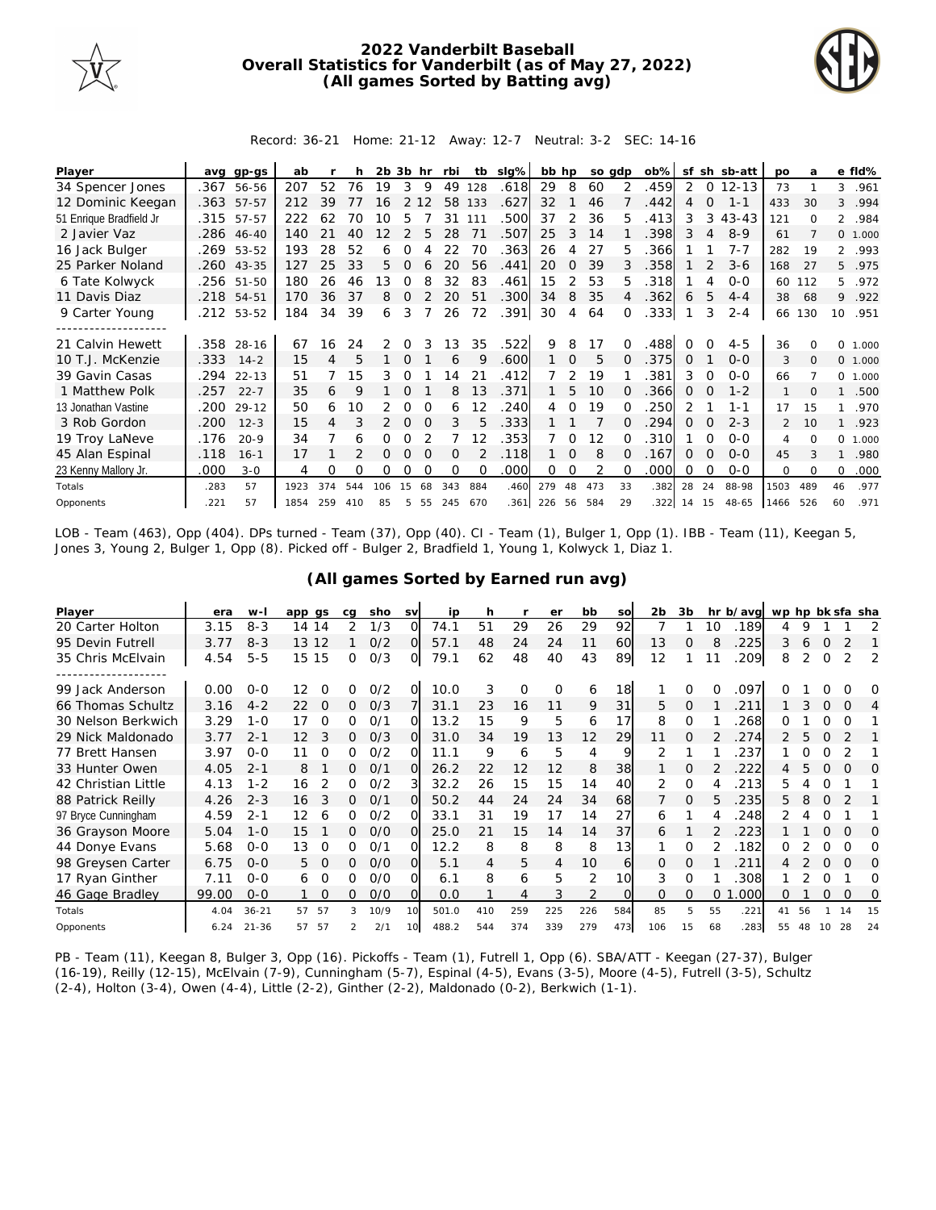# 2022 Vanderbilt Baseball
## Overall Statistics for Vanderbilt (as of May 27, 2022)
## (All games Sorted by Batting avg)

Record: 36-21 Home: 21-12 Away: 12-7 Neutral: 3-2 SEC: 14-16

| Player | avg | gp-gs | ab | r | h | 2b | 3b | hr | rbi | tb | slg% | bb | hp | so | gdp | ob% | sf | sh | sb-att | po | a | e | fld% |
|---|---|---|---|---|---|---|---|---|---|---|---|---|---|---|---|---|---|---|---|---|---|---|---|
| 34 Spencer Jones | .367 | 56-56 | 207 | 52 | 76 | 19 | 3 | 9 | 49 | 128 | .618 | 29 | 8 | 60 | 2 | .459 | 2 | 0 | 12-13 | 73 | 1 | 3 | .961 |
| 12 Dominic Keegan | .363 | 57-57 | 212 | 39 | 77 | 16 | 2 | 12 | 58 | 133 | .627 | 32 | 1 | 46 | 7 | .442 | 4 | 0 | 1-1 | 433 | 30 | 3 | .994 |
| 51 Enrique Bradfield Jr | .315 | 57-57 | 222 | 62 | 70 | 10 | 5 | 7 | 31 | 111 | .500 | 37 | 2 | 36 | 5 | .413 | 3 | 3 | 43-43 | 121 | 0 | 2 | .984 |
| 2 Javier Vaz | .286 | 46-40 | 140 | 21 | 40 | 12 | 2 | 5 | 28 | 71 | .507 | 25 | 3 | 14 | 1 | .398 | 3 | 4 | 8-9 | 61 | 7 | 0 | 1.000 |
| 16 Jack Bulger | .269 | 53-52 | 193 | 28 | 52 | 6 | 0 | 4 | 22 | 70 | .363 | 26 | 4 | 27 | 5 | .366 | 1 | 1 | 7-7 | 282 | 19 | 2 | .993 |
| 25 Parker Noland | .260 | 43-35 | 127 | 25 | 33 | 5 | 0 | 6 | 20 | 56 | .441 | 20 | 0 | 39 | 3 | .358 | 1 | 2 | 3-6 | 168 | 27 | 5 | .975 |
| 6 Tate Kolwyck | .256 | 51-50 | 180 | 26 | 46 | 13 | 0 | 8 | 32 | 83 | .461 | 15 | 2 | 53 | 5 | .318 | 1 | 4 | 0-0 | 60 | 112 | 5 | .972 |
| 11 Davis Diaz | .218 | 54-51 | 170 | 36 | 37 | 8 | 0 | 2 | 20 | 51 | .300 | 34 | 8 | 35 | 4 | .362 | 6 | 5 | 4-4 | 38 | 68 | 9 | .922 |
| 9 Carter Young | .212 | 53-52 | 184 | 34 | 39 | 6 | 3 | 7 | 26 | 72 | .391 | 30 | 4 | 64 | 0 | .333 | 1 | 3 | 2-4 | 66 | 130 | 10 | .951 |
| 21 Calvin Hewett | .358 | 28-16 | 67 | 16 | 24 | 2 | 0 | 3 | 13 | 35 | .522 | 9 | 8 | 17 | 0 | .488 | 0 | 0 | 4-5 | 36 | 0 | 0 | 1.000 |
| 10 T.J. McKenzie | .333 | 14-2 | 15 | 4 | 5 | 1 | 0 | 1 | 6 | 9 | .600 | 1 | 0 | 5 | 0 | .375 | 0 | 1 | 0-0 | 3 | 0 | 0 | 1.000 |
| 39 Gavin Casas | .294 | 22-13 | 51 | 7 | 15 | 3 | 0 | 1 | 14 | 21 | .412 | 7 | 2 | 19 | 1 | .381 | 3 | 0 | 0-0 | 66 | 7 | 0 | 1.000 |
| 1 Matthew Polk | .257 | 22-7 | 35 | 6 | 9 | 1 | 0 | 1 | 8 | 13 | .371 | 1 | 5 | 10 | 0 | .366 | 0 | 0 | 1-2 | 1 | 0 | 1 | .500 |
| 13 Jonathan Vastine | .200 | 29-12 | 50 | 6 | 10 | 2 | 0 | 0 | 6 | 12 | .240 | 4 | 0 | 19 | 0 | .250 | 2 | 1 | 1-1 | 17 | 15 | 1 | .970 |
| 3 Rob Gordon | .200 | 12-3 | 15 | 4 | 3 | 2 | 0 | 0 | 3 | 5 | .333 | 1 | 1 | 7 | 0 | .294 | 0 | 0 | 2-3 | 2 | 10 | 1 | .923 |
| 19 Troy LaNeve | .176 | 20-9 | 34 | 7 | 6 | 0 | 0 | 2 | 7 | 12 | .353 | 7 | 0 | 12 | 0 | .310 | 1 | 0 | 0-0 | 4 | 0 | 0 | 1.000 |
| 45 Alan Espinal | .118 | 16-1 | 17 | 1 | 2 | 0 | 0 | 0 | 0 | 2 | .118 | 1 | 0 | 8 | 0 | .167 | 0 | 0 | 0-0 | 45 | 3 | 1 | .980 |
| 23 Kenny Mallory Jr. | .000 | 3-0 | 4 | 0 | 0 | 0 | 0 | 0 | 0 | 0 | .000 | 0 | 0 | 2 | 0 | .000 | 0 | 0 | 0-0 | 0 | 0 | 0 | .000 |
| Totals | .283 | 57 | 1923 | 374 | 544 | 106 | 15 | 68 | 343 | 884 | .460 | 279 | 48 | 473 | 33 | .382 | 28 | 24 | 88-98 | 1503 | 489 | 46 | .977 |
| Opponents | .221 | 57 | 1854 | 259 | 410 | 85 | 5 | 55 | 245 | 670 | .361 | 226 | 56 | 584 | 29 | .322 | 14 | 15 | 48-65 | 1466 | 526 | 60 | .971 |

LOB - Team (463), Opp (404). DPs turned - Team (37), Opp (40). CI - Team (1), Bulger 1, Opp (1). IBB - Team (11), Keegan 5, Jones 3, Young 2, Bulger 1, Opp (8). Picked off - Bulger 2, Bradfield 1, Young 1, Kolwyck 1, Diaz 1.

## (All games Sorted by Earned run avg)

| Player | era | w-l | app | gs | cg | sho | sv | ip | h | r | er | bb | so | 2b | 3b | hr | b/avg | wp | hp | bk | sfa | sha |
|---|---|---|---|---|---|---|---|---|---|---|---|---|---|---|---|---|---|---|---|---|---|---|
| 20 Carter Holton | 3.15 | 8-3 | 14 | 14 | 2 | 1/3 | 0 | 74.1 | 51 | 29 | 26 | 29 | 92 | 7 | 1 | 10 | .189 | 4 | 9 | 1 | 1 | 2 |
| 95 Devin Futrell | 3.77 | 8-3 | 13 | 12 | 1 | 0/2 | 0 | 57.1 | 48 | 24 | 24 | 11 | 60 | 13 | 0 | 8 | .225 | 3 | 6 | 0 | 2 | 1 |
| 35 Chris McElvain | 4.54 | 5-5 | 15 | 15 | 0 | 0/3 | 0 | 79.1 | 62 | 48 | 40 | 43 | 89 | 12 | 1 | 11 | .209 | 8 | 2 | 0 | 2 | 2 |
| 99 Jack Anderson | 0.00 | 0-0 | 12 | 0 | 0 | 0/2 | 0 | 10.0 | 3 | 0 | 0 | 6 | 18 | 1 | 0 | 0 | .097 | 0 | 1 | 0 | 0 | 0 |
| 66 Thomas Schultz | 3.16 | 4-2 | 22 | 0 | 0 | 0/3 | 7 | 31.1 | 23 | 16 | 11 | 9 | 31 | 5 | 0 | 1 | .211 | 1 | 3 | 0 | 0 | 4 |
| 30 Nelson Berkwich | 3.29 | 1-0 | 17 | 0 | 0 | 0/1 | 0 | 13.2 | 15 | 9 | 5 | 6 | 17 | 8 | 0 | 1 | .268 | 0 | 1 | 0 | 0 | 1 |
| 29 Nick Maldonado | 3.77 | 2-1 | 12 | 3 | 0 | 0/3 | 0 | 31.0 | 34 | 19 | 13 | 12 | 29 | 11 | 0 | 2 | .274 | 2 | 5 | 0 | 2 | 1 |
| 77 Brett Hansen | 3.97 | 0-0 | 11 | 0 | 0 | 0/2 | 0 | 11.1 | 9 | 6 | 5 | 4 | 9 | 2 | 1 | 1 | .237 | 1 | 0 | 0 | 2 | 1 |
| 33 Hunter Owen | 4.05 | 2-1 | 8 | 1 | 0 | 0/1 | 0 | 26.2 | 22 | 12 | 12 | 8 | 38 | 1 | 0 | 2 | .222 | 4 | 5 | 0 | 0 | 0 |
| 42 Christian Little | 4.13 | 1-2 | 16 | 2 | 0 | 0/2 | 3 | 32.2 | 26 | 15 | 15 | 14 | 40 | 2 | 0 | 4 | .213 | 5 | 4 | 0 | 1 | 1 |
| 88 Patrick Reilly | 4.26 | 2-3 | 16 | 3 | 0 | 0/1 | 0 | 50.2 | 44 | 24 | 24 | 34 | 68 | 7 | 0 | 5 | .235 | 5 | 8 | 0 | 2 | 1 |
| 97 Bryce Cunningham | 4.59 | 2-1 | 12 | 6 | 0 | 0/2 | 0 | 33.1 | 31 | 19 | 17 | 14 | 27 | 6 | 1 | 4 | .248 | 2 | 4 | 0 | 1 | 1 |
| 36 Grayson Moore | 5.04 | 1-0 | 15 | 1 | 0 | 0/0 | 0 | 25.0 | 21 | 15 | 14 | 14 | 37 | 6 | 1 | 2 | .223 | 1 | 1 | 0 | 0 | 0 |
| 44 Donye Evans | 5.68 | 0-0 | 13 | 0 | 0 | 0/1 | 0 | 12.2 | 8 | 8 | 8 | 8 | 13 | 1 | 0 | 2 | .182 | 0 | 2 | 0 | 0 | 0 |
| 98 Greysen Carter | 6.75 | 0-0 | 5 | 0 | 0 | 0/0 | 0 | 5.1 | 4 | 5 | 4 | 10 | 6 | 0 | 0 | 1 | .211 | 4 | 2 | 0 | 0 | 0 |
| 17 Ryan Ginther | 7.11 | 0-0 | 6 | 0 | 0 | 0/0 | 0 | 6.1 | 8 | 6 | 5 | 2 | 10 | 3 | 0 | 1 | .308 | 1 | 2 | 0 | 1 | 0 |
| 46 Gage Bradley | 99.00 | 0-0 | 1 | 0 | 0 | 0/0 | 0 | 0.0 | 1 | 4 | 3 | 2 | 0 | 0 | 0 | 0 | 1.000 | 0 | 1 | 0 | 0 | 0 |
| Totals | 4.04 | 36-21 | 57 | 57 | 3 | 10/9 | 10 | 501.0 | 410 | 259 | 225 | 226 | 584 | 85 | 5 | 55 | .221 | 41 | 56 | 1 | 14 | 15 |
| Opponents | 6.24 | 21-36 | 57 | 57 | 2 | 2/1 | 10 | 488.2 | 544 | 374 | 339 | 279 | 473 | 106 | 15 | 68 | .283 | 55 | 48 | 10 | 28 | 24 |

PB - Team (11), Keegan 8, Bulger 3, Opp (16). Pickoffs - Team (1), Futrell 1, Opp (6). SBA/ATT - Keegan (27-37), Bulger (16-19), Reilly (12-15), McElvain (7-9), Cunningham (5-7), Espinal (4-5), Evans (3-5), Moore (4-5), Futrell (3-5), Schultz (2-4), Holton (3-4), Owen (4-4), Little (2-2), Ginther (2-2), Maldonado (0-2), Berkwich (1-1).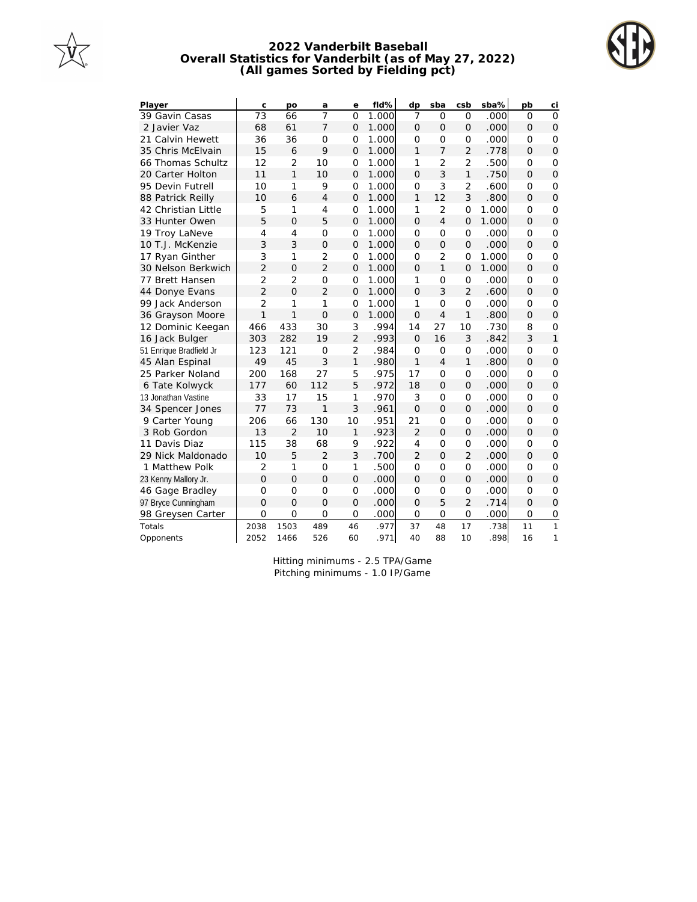# 2022 Vanderbilt Baseball
## Overall Statistics for Vanderbilt (as of May 27, 2022)
### (All games Sorted by Fielding pct)

| Player | c | po | a | e | fld% | dp | sba | csb | sba% | pb | ci |
|---|---|---|---|---|---|---|---|---|---|---|---|
| 39 Gavin Casas | 73 | 66 | 7 | 0 | 1.000 | 7 | 0 | 0 | .000 | 0 | 0 |
| 2 Javier Vaz | 68 | 61 | 7 | 0 | 1.000 | 0 | 0 | 0 | .000 | 0 | 0 |
| 21 Calvin Hewett | 36 | 36 | 0 | 0 | 1.000 | 0 | 0 | 0 | .000 | 0 | 0 |
| 35 Chris McElvain | 15 | 6 | 9 | 0 | 1.000 | 1 | 7 | 2 | .778 | 0 | 0 |
| 66 Thomas Schultz | 12 | 2 | 10 | 0 | 1.000 | 1 | 2 | 2 | .500 | 0 | 0 |
| 20 Carter Holton | 11 | 1 | 10 | 0 | 1.000 | 0 | 3 | 1 | .750 | 0 | 0 |
| 95 Devin Futrell | 10 | 1 | 9 | 0 | 1.000 | 0 | 3 | 2 | .600 | 0 | 0 |
| 88 Patrick Reilly | 10 | 6 | 4 | 0 | 1.000 | 1 | 12 | 3 | .800 | 0 | 0 |
| 42 Christian Little | 5 | 1 | 4 | 0 | 1.000 | 1 | 2 | 0 | 1.000 | 0 | 0 |
| 33 Hunter Owen | 5 | 0 | 5 | 0 | 1.000 | 0 | 4 | 0 | 1.000 | 0 | 0 |
| 19 Troy LaNeve | 4 | 4 | 0 | 0 | 1.000 | 0 | 0 | 0 | .000 | 0 | 0 |
| 10 T.J. McKenzie | 3 | 3 | 0 | 0 | 1.000 | 0 | 0 | 0 | .000 | 0 | 0 |
| 17 Ryan Ginther | 3 | 1 | 2 | 0 | 1.000 | 0 | 2 | 0 | 1.000 | 0 | 0 |
| 30 Nelson Berkwich | 2 | 0 | 2 | 0 | 1.000 | 0 | 1 | 0 | 1.000 | 0 | 0 |
| 77 Brett Hansen | 2 | 2 | 0 | 0 | 1.000 | 1 | 0 | 0 | .000 | 0 | 0 |
| 44 Donye Evans | 2 | 0 | 2 | 0 | 1.000 | 0 | 3 | 2 | .600 | 0 | 0 |
| 99 Jack Anderson | 2 | 1 | 1 | 0 | 1.000 | 1 | 0 | 0 | .000 | 0 | 0 |
| 36 Grayson Moore | 1 | 1 | 0 | 0 | 1.000 | 0 | 4 | 1 | .800 | 0 | 0 |
| 12 Dominic Keegan | 466 | 433 | 30 | 3 | .994 | 14 | 27 | 10 | .730 | 8 | 0 |
| 16 Jack Bulger | 303 | 282 | 19 | 2 | .993 | 0 | 16 | 3 | .842 | 3 | 1 |
| 51 Enrique Bradfield Jr | 123 | 121 | 0 | 2 | .984 | 0 | 0 | 0 | .000 | 0 | 0 |
| 45 Alan Espinal | 49 | 45 | 3 | 1 | .980 | 1 | 4 | 1 | .800 | 0 | 0 |
| 25 Parker Noland | 200 | 168 | 27 | 5 | .975 | 17 | 0 | 0 | .000 | 0 | 0 |
| 6 Tate Kolwyck | 177 | 60 | 112 | 5 | .972 | 18 | 0 | 0 | .000 | 0 | 0 |
| 13 Jonathan Vastine | 33 | 17 | 15 | 1 | .970 | 3 | 0 | 0 | .000 | 0 | 0 |
| 34 Spencer Jones | 77 | 73 | 1 | 3 | .961 | 0 | 0 | 0 | .000 | 0 | 0 |
| 9 Carter Young | 206 | 66 | 130 | 10 | .951 | 21 | 0 | 0 | .000 | 0 | 0 |
| 3 Rob Gordon | 13 | 2 | 10 | 1 | .923 | 2 | 0 | 0 | .000 | 0 | 0 |
| 11 Davis Diaz | 115 | 38 | 68 | 9 | .922 | 4 | 0 | 0 | .000 | 0 | 0 |
| 29 Nick Maldonado | 10 | 5 | 2 | 3 | .700 | 2 | 0 | 2 | .000 | 0 | 0 |
| 1 Matthew Polk | 2 | 1 | 0 | 1 | .500 | 0 | 0 | 0 | .000 | 0 | 0 |
| 23 Kenny Mallory Jr. | 0 | 0 | 0 | 0 | .000 | 0 | 0 | 0 | .000 | 0 | 0 |
| 46 Gage Bradley | 0 | 0 | 0 | 0 | .000 | 0 | 0 | 0 | .000 | 0 | 0 |
| 97 Bryce Cunningham | 0 | 0 | 0 | 0 | .000 | 0 | 5 | 2 | .714 | 0 | 0 |
| 98 Greysen Carter | 0 | 0 | 0 | 0 | .000 | 0 | 0 | 0 | .000 | 0 | 0 |
| Totals | 2038 | 1503 | 489 | 46 | .977 | 37 | 48 | 17 | .738 | 11 | 1 |
| Opponents | 2052 | 1466 | 526 | 60 | .971 | 40 | 88 | 10 | .898 | 16 | 1 |

Hitting minimums - 2.5 TPA/Game
Pitching minimums - 1.0 IP/Game